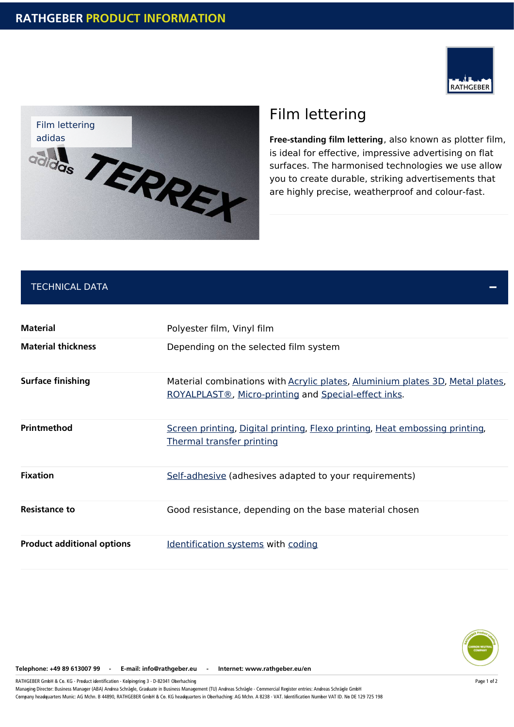# Film lettering

Film lettering
adidas

**Free-standing film lettering**, also known as plotter film, is ideal for effective, impressive advertising on flat surfaces. The harmonised technologies we use allow you to create durable, striking advertisements that are highly precise, weatherproof and colour-fast.

## TECHNICAL DATA

| | |
|---|---|
| **Material** | Polyester film, Vinyl film |
| **Material thickness** | Depending on the selected film system |
| **Surface finishing** | Material combinations with Acrylic plates, Aluminium plates 3D, Metal plates, ROYALPLAST®, Micro-printing and Special-effect inks. |
| **Printmethod** | Screen printing, Digital printing, Flexo printing, Heat embossing printing, Thermal transfer printing |
| **Fixation** | Self-adhesive (adhesives adapted to your requirements) |
| **Resistance to** | Good resistance, depending on the base material chosen |
| **Product additional options** | Identification systems with coding |

**Telephone: +49 89 613007 99 - E-mail: info@rathgeber.eu - Internet: www.rathgeber.eu/en**

RATHGEBER GmbH & Co. KG - Product identification - Kolpingring 3 - D-82041 Oberhaching
Managing Director: Business Manager (ABA) Andrea Schrägle, Graduate in Business Management (TU) Andreas Schrägle - Commercial Register entries: Andreas Schrägle GmbH
Company headquarters Munic: AG Mchn. B 44890, RATHGEBER GmbH & Co. KG headquarters in Oberhaching: AG Mchn. A 8238 - VAT. Identification Number VAT ID. No DE 129 725 198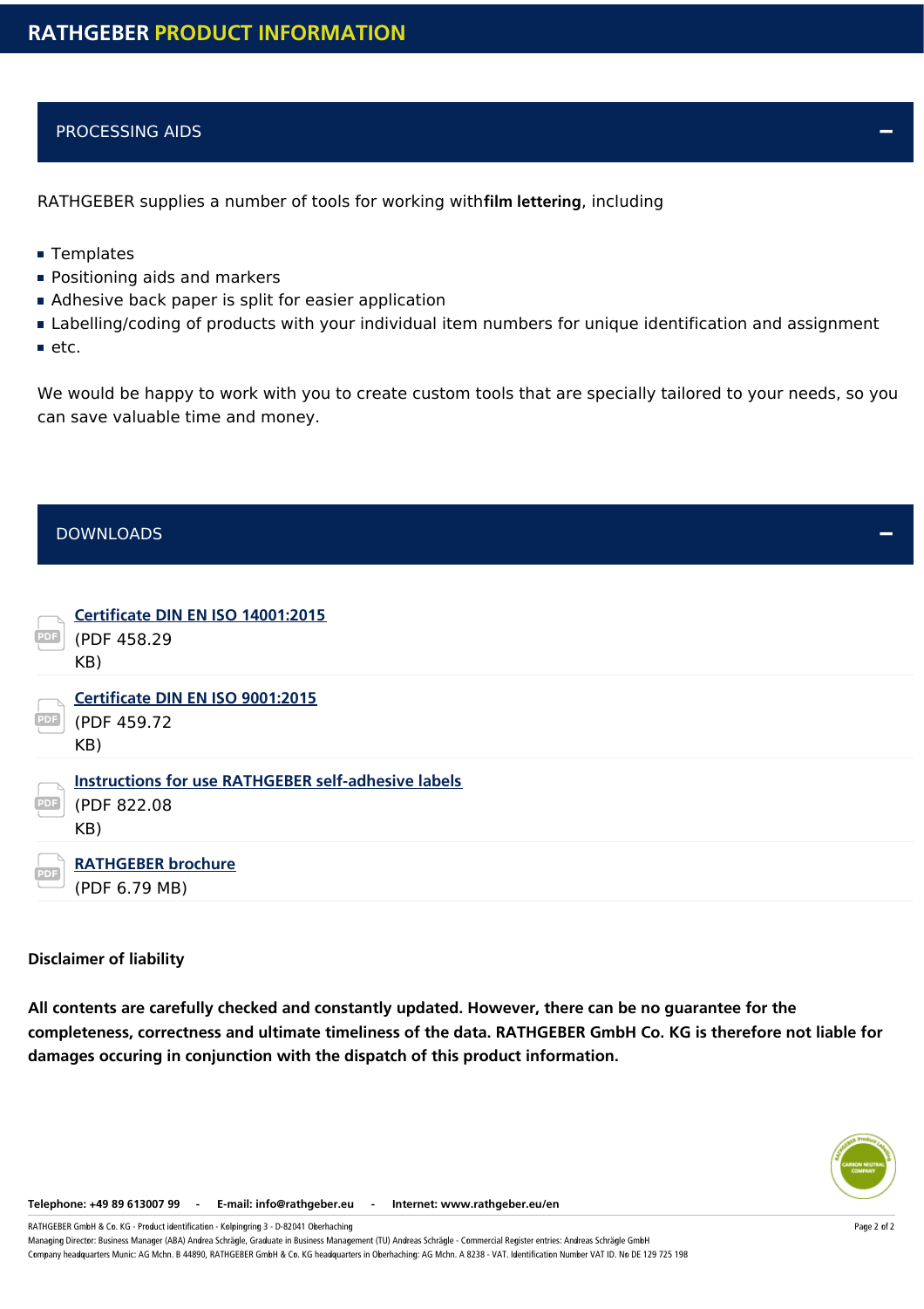## PROCESSING AIDS

RATHGEBER supplies a number of tools for working with**film lettering**, including

- Templates
- Positioning aids and markers
- Adhesive back paper is split for easier application
- Labelling/coding of products with your individual item numbers for unique identification and assignment
- etc.

We would be happy to work with you to create custom tools that are specially tailored to your needs, so you can save valuable time and money.

## DOWNLOADS

- Certificate DIN EN ISO 14001:2015 (PDF 458.29 KB)
- Certificate DIN EN ISO 9001:2015 (PDF 459.72 KB)
- Instructions for use RATHGEBER self-adhesive labels (PDF 822.08 KB)
- RATHGEBER brochure (PDF 6.79 MB)

**Disclaimer of liability**

**All contents are carefully checked and constantly updated. However, there can be no guarantee for the completeness, correctness and ultimate timeliness of the data. RATHGEBER GmbH Co. KG is therefore not liable for damages occuring in conjunction with the dispatch of this product information.**

**Telephone: +49 89 613007 99 - E-mail: info@rathgeber.eu - Internet: www.rathgeber.eu/en**

RATHGEBER GmbH & Co. KG - Product identification - Kolpingring 3 - D-82041 Oberhaching
Managing Director: Business Manager (ABA) Andrea Schrägle, Graduate in Business Management (TU) Andreas Schrägle - Commercial Register entries: Andreas Schrägle GmbH
Company headquarters Munic: AG Mchn. B 44890, RATHGEBER GmbH & Co. KG headquarters in Oberhaching: AG Mchn. A 8238 - VAT. Identification Number VAT ID. No DE 129 725 198